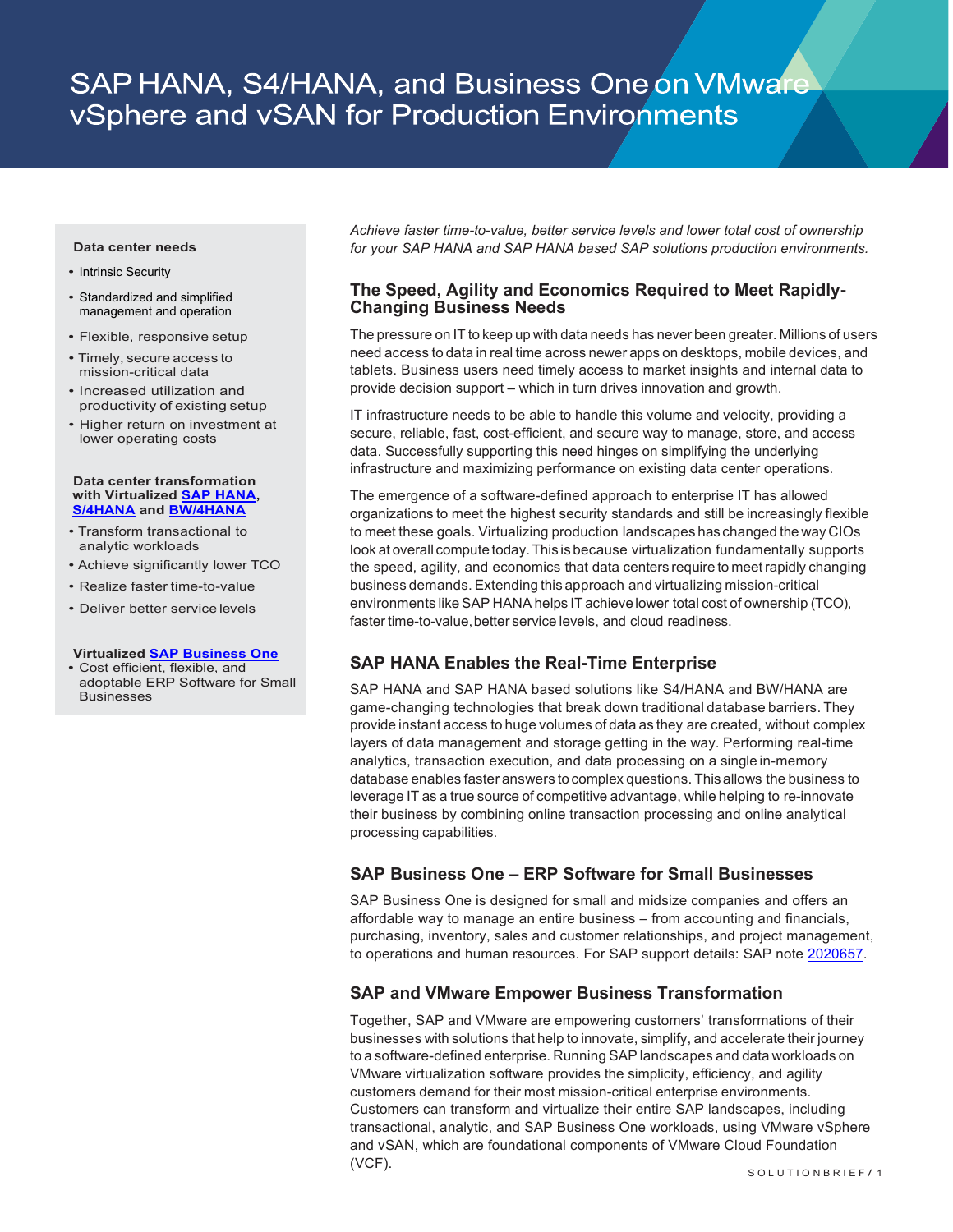# SAP HANA, S4/HANA, and Business One on VMware vSphere and vSAN for Production Environments

**Data center needs**

- Intrinsic Security
- Standardized and simplified management and operation
- Flexible, responsive setup
- Timely, secure access to mission-critical data
- Increased utilization and productivity of existing setup
- Higher return on investment at lower operating costs

**Data center transformation with Virtualized SAP HANA, S/4HANA and BW/4HANA**

- Transform transactional to analytic workloads
- Achieve significantly lower TCO
- Realize faster time-to-value
- Deliver better service levels

**Virtualized SAP Business One**

- Cost efficient, flexible, and adoptable ERP Software for Small Businesses

*Achieve faster time-to-value, better service levels and lower total cost of ownership for your SAP HANA and SAP HANA based SAP solutions production environments.*

## The Speed, Agility and Economics Required to Meet Rapidly-Changing Business Needs

The pressure on IT to keep up with data needs has never been greater. Millions of users need access to data in real time across newer apps on desktops, mobile devices, and tablets. Business users need timely access to market insights and internal data to provide decision support – which in turn drives innovation and growth.

IT infrastructure needs to be able to handle this volume and velocity, providing a secure, reliable, fast, cost-efficient, and secure way to manage, store, and access data. Successfully supporting this need hinges on simplifying the underlying infrastructure and maximizing performance on existing data center operations.

The emergence of a software-defined approach to enterprise IT has allowed organizations to meet the highest security standards and still be increasingly flexible to meet these goals. Virtualizing production landscapes has changed the way CIOs look at overall compute today. This is because virtualization fundamentally supports the speed, agility, and economics that data centers require to meet rapidly changing business demands. Extending this approach and virtualizing mission-critical environments like SAP HANA helps IT achieve lower total cost of ownership (TCO), faster time-to-value, better service levels, and cloud readiness.

## SAP HANA Enables the Real-Time Enterprise

SAP HANA and SAP HANA based solutions like S4/HANA and BW/HANA are game-changing technologies that break down traditional database barriers. They provide instant access to huge volumes of data as they are created, without complex layers of data management and storage getting in the way. Performing real-time analytics, transaction execution, and data processing on a single in-memory database enables faster answers to complex questions. This allows the business to leverage IT as a true source of competitive advantage, while helping to re-innovate their business by combining online transaction processing and online analytical processing capabilities.

## SAP Business One – ERP Software for Small Businesses

SAP Business One is designed for small and midsize companies and offers an affordable way to manage an entire business – from accounting and financials, purchasing, inventory, sales and customer relationships, and project management, to operations and human resources. For SAP support details: SAP note 2020657.

## SAP and VMware Empower Business Transformation

Together, SAP and VMware are empowering customers' transformations of their businesses with solutions that help to innovate, simplify, and accelerate their journey to a software-defined enterprise. Running SAP landscapes and data workloads on VMware virtualization software provides the simplicity, efficiency, and agility customers demand for their most mission-critical enterprise environments. Customers can transform and virtualize their entire SAP landscapes, including transactional, analytic, and SAP Business One workloads, using VMware vSphere and vSAN, which are foundational components of VMware Cloud Foundation (VCF).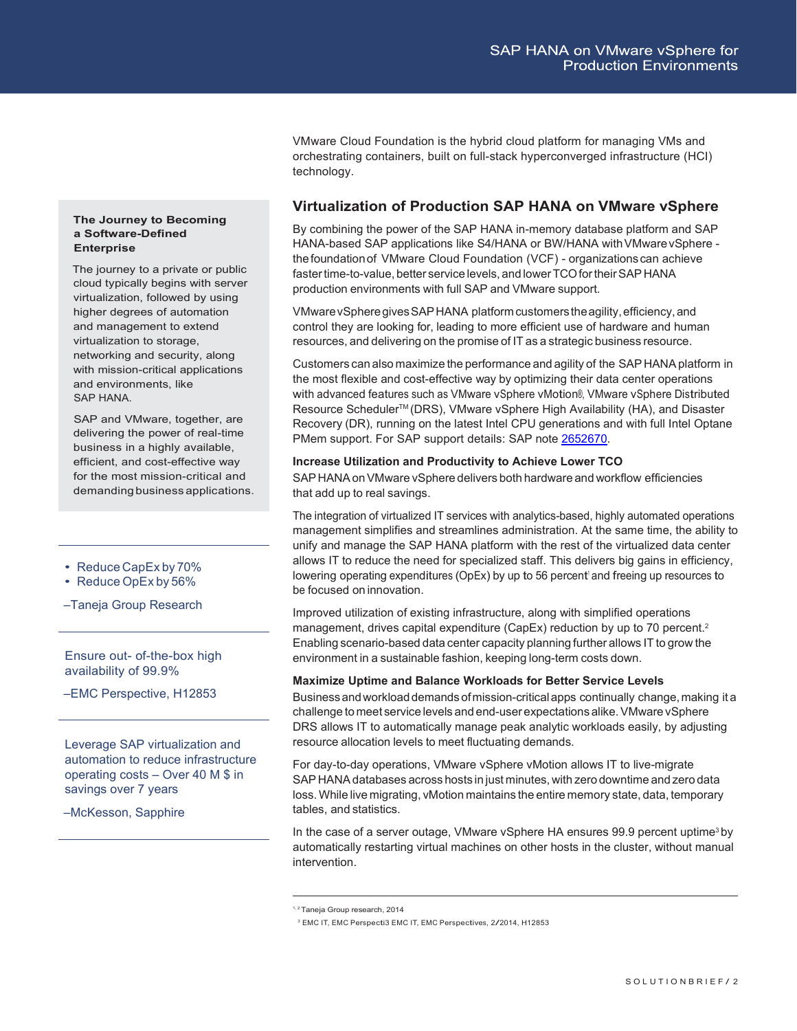VMware Cloud Foundation is the hybrid cloud platform for managing VMs and orchestrating containers, built on full-stack hyperconverged infrastructure (HCI) technology.

## Virtualization of Production SAP HANA on VMware vSphere

By combining the power of the SAP HANA in-memory database platform and SAP HANA-based SAP applications like S4/HANA or BW/HANA with VMware vSphere - the foundation of VMware Cloud Foundation (VCF) - organizations can achieve faster time-to-value, better service levels, and lower TCO for their SAP HANA production environments with full SAP and VMware support.

VMware vSphere gives SAP HANA platform customers the agility, efficiency, and control they are looking for, leading to more efficient use of hardware and human resources, and delivering on the promise of IT as a strategic business resource.

Customers can also maximize the performance and agility of the SAP HANA platform in the most flexible and cost-effective way by optimizing their data center operations with advanced features such as VMware vSphere vMotion®, VMware vSphere Distributed Resource Scheduler™ (DRS), VMware vSphere High Availability (HA), and Disaster Recovery (DR), running on the latest Intel CPU generations and with full Intel Optane PMem support. For SAP support details: SAP note 2652670.

### Increase Utilization and Productivity to Achieve Lower TCO

SAP HANA on VMware vSphere delivers both hardware and workflow efficiencies that add up to real savings.

The integration of virtualized IT services with analytics-based, highly automated operations management simplifies and streamlines administration. At the same time, the ability to unify and manage the SAP HANA platform with the rest of the virtualized data center allows IT to reduce the need for specialized staff. This delivers big gains in efficiency, lowering operating expenditures (OpEx) by up to 56 percent[1] and freeing up resources to be focused on innovation.

Improved utilization of existing infrastructure, along with simplified operations management, drives capital expenditure (CapEx) reduction by up to 70 percent.[2] Enabling scenario-based data center capacity planning further allows IT to grow the environment in a sustainable fashion, keeping long-term costs down.

### Maximize Uptime and Balance Workloads for Better Service Levels

Business and workload demands of mission-critical apps continually change, making it a challenge to meet service levels and end-user expectations alike. VMware vSphere DRS allows IT to automatically manage peak analytic workloads easily, by adjusting resource allocation levels to meet fluctuating demands.

For day-to-day operations, VMware vSphere vMotion allows IT to live-migrate SAP HANA databases across hosts in just minutes, with zero downtime and zero data loss. While live migrating, vMotion maintains the entire memory state, data, temporary tables, and statistics.

In the case of a server outage, VMware vSphere HA ensures 99.9 percent uptime[3] by automatically restarting virtual machines on other hosts in the cluster, without manual intervention.

**The Journey to Becoming a Software-Defined Enterprise**

The journey to a private or public cloud typically begins with server virtualization, followed by using higher degrees of automation and management to extend virtualization to storage, networking and security, along with mission-critical applications and environments, like SAP HANA.

SAP and VMware, together, are delivering the power of real-time business in a highly available, efficient, and cost-effective way for the most mission-critical and demanding business applications.

---

- Reduce CapEx by 70%
- Reduce OpEx by 56%

–Taneja Group Research

---

Ensure out- of-the-box high availability of 99.9%

–EMC Perspective, H12853

---

Leverage SAP virtualization and automation to reduce infrastructure operating costs – Over 40 M $ in savings over 7 years

–McKesson, Sapphire

---

[1, 2] Taneja Group research, 2014

[3] EMC IT, EMC Perspecti3 EMC IT, EMC Perspectives, 2/2014, H12853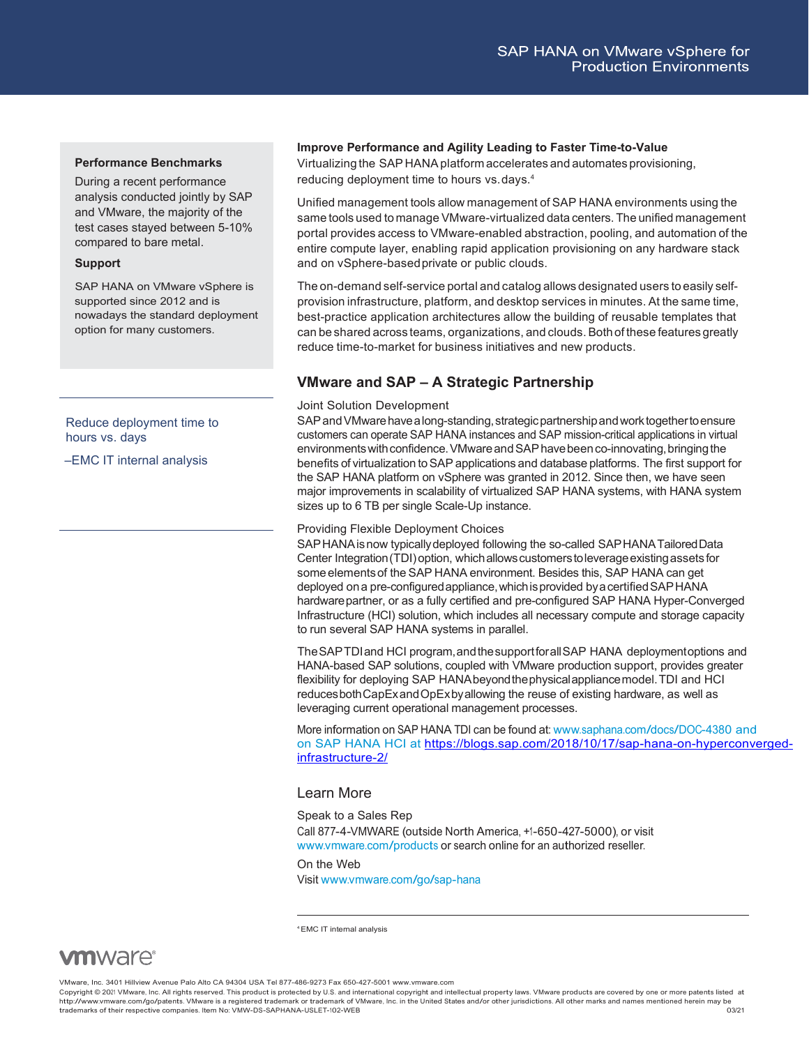**Performance Benchmarks**

During a recent performance analysis conducted jointly by SAP and VMware, the majority of the test cases stayed between 5-10% compared to bare metal.

**Support**

SAP HANA on VMware vSphere is supported since 2012 and is nowadays the standard deployment option for many customers.

Reduce deployment time to hours vs. days

–EMC IT internal analysis

**Improve Performance and Agility Leading to Faster Time-to-Value**

Virtualizing the SAP HANA platform accelerates and automates provisioning, reducing deployment time to hours vs. days.[4]

Unified management tools allow management of SAP HANA environments using the same tools used to manage VMware-virtualized data centers. The unified management portal provides access to VMware-enabled abstraction, pooling, and automation of the entire compute layer, enabling rapid application provisioning on any hardware stack and on vSphere-based private or public clouds.

The on-demand self-service portal and catalog allows designated users to easily self-provision infrastructure, platform, and desktop services in minutes. At the same time, best-practice application architectures allow the building of reusable templates that can be shared across teams, organizations, and clouds. Both of these features greatly reduce time-to-market for business initiatives and new products.

## VMware and SAP – A Strategic Partnership

Joint Solution Development

SAP and VMware have a long-standing, strategic partnership and work together to ensure customers can operate SAP HANA instances and SAP mission-critical applications in virtual environments with confidence. VMware and SAP have been co-innovating, bringing the benefits of virtualization to SAP applications and database platforms. The first support for the SAP HANA platform on vSphere was granted in 2012. Since then, we have seen major improvements in scalability of virtualized SAP HANA systems, with HANA system sizes up to 6 TB per single Scale-Up instance.

Providing Flexible Deployment Choices

SAP HANA is now typically deployed following the so-called SAP HANA Tailored Data Center Integration (TDI) option, which allows customers to leverage existing assets for some elements of the SAP HANA environment. Besides this, SAP HANA can get deployed on a pre-configured appliance, which is provided by a certified SAP HANA hardware partner, or as a fully certified and pre-configured SAP HANA Hyper-Converged Infrastructure (HCI) solution, which includes all necessary compute and storage capacity to run several SAP HANA systems in parallel.

The SAP TDI and HCI program, and the support for all SAP HANA deployment options and HANA-based SAP solutions, coupled with VMware production support, provides greater flexibility for deploying SAP HANA beyond the physical appliance model. TDI and HCI reduces both CapEx and OpEx by allowing the reuse of existing hardware, as well as leveraging current operational management processes.

More information on SAP HANA TDI can be found at: www.saphana.com/docs/DOC-4380 and on SAP HANA HCI at https://blogs.sap.com/2018/10/17/sap-hana-on-hyperconverged-infrastructure-2/

## Learn More

Speak to a Sales Rep

Call 877-4-VMWARE (outside North America, +1-650-427-5000), or visit www.vmware.com/products or search online for an authorized reseller.

On the Web

Visit www.vmware.com/go/sap-hana

[4] EMC IT internal analysis

VMware, Inc. 3401 Hillview Avenue Palo Alto CA 94304 USA Tel 877-486-9273 Fax 650-427-5001 www.vmware.com

Copyright © 2021 VMware, Inc. All rights reserved. This product is protected by U.S. and international copyright and intellectual property laws. VMware products are covered by one or more patents listed at http://www.vmware.com/go/patents. VMware is a registered trademark or trademark of VMware, Inc. in the United States and/or other jurisdictions. All other marks and names mentioned herein may be trademarks of their respective companies. Item No: VMW-DS-SAPHANA-USLET-102-WEB 03/21